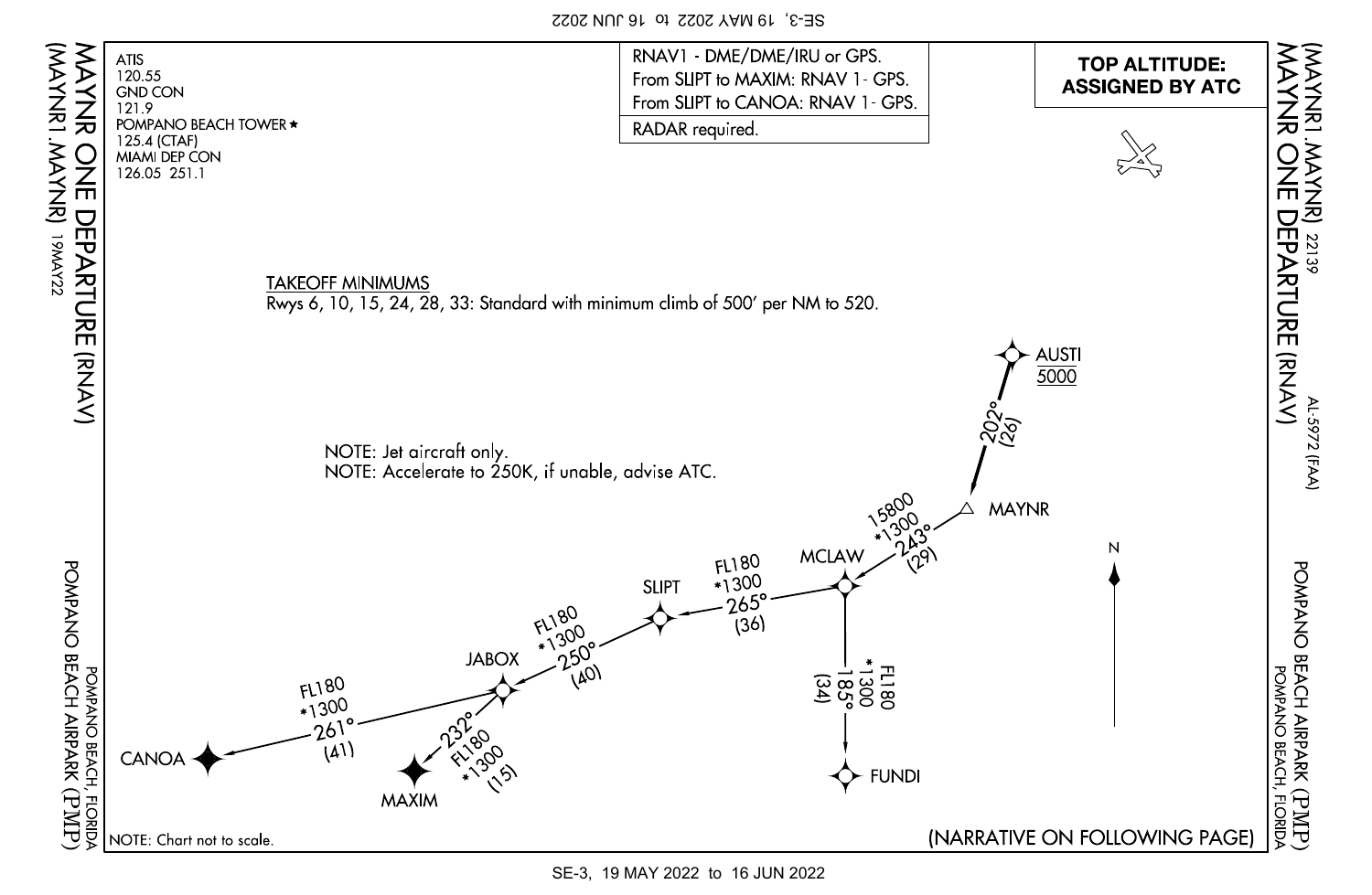# MAYNR ONE DEPARTURE (RNAV)

(MAYNR1.MAYNR) 22139

POMPANO BEACH AIRPARK (PMP)
POMPANO BEACH, FLORIDA

AL-5972 (FAA)

ATIS
120.55
GND CON
121.9
POMPANO BEACH TOWER ★
125.4 (CTAF)
MIAMI DEP CON
126.05 251.1

RNAV1 - DME/DME/IRU or GPS.
From SLIPT to MAXIM: RNAV 1- GPS.
From SLIPT to CANOA: RNAV 1- GPS.

RADAR required.

**TOP ALTITUDE: ASSIGNED BY ATC**

TAKEOFF MINIMUMS
Rwys 6, 10, 15, 24, 28, 33: Standard with minimum climb of 500′ per NM to 520.

NOTE: Jet aircraft only.
NOTE: Accelerate to 250K, if unable, advise ATC.

AUSTI
5000

202° (26)

MAYNR

15800
*1300
243° (29)

MCLAW

FL180
*1300
265° (36)

SLIPT

FL180
*1300
250° (40)

JABOX

FL180
*1300
261° (41)

CANOA

232°
FL180
*1300
(15)

MAXIM

FL180
*1300
185° (34)

FUNDI

N

NOTE: Chart not to scale.

(NARRATIVE ON FOLLOWING PAGE)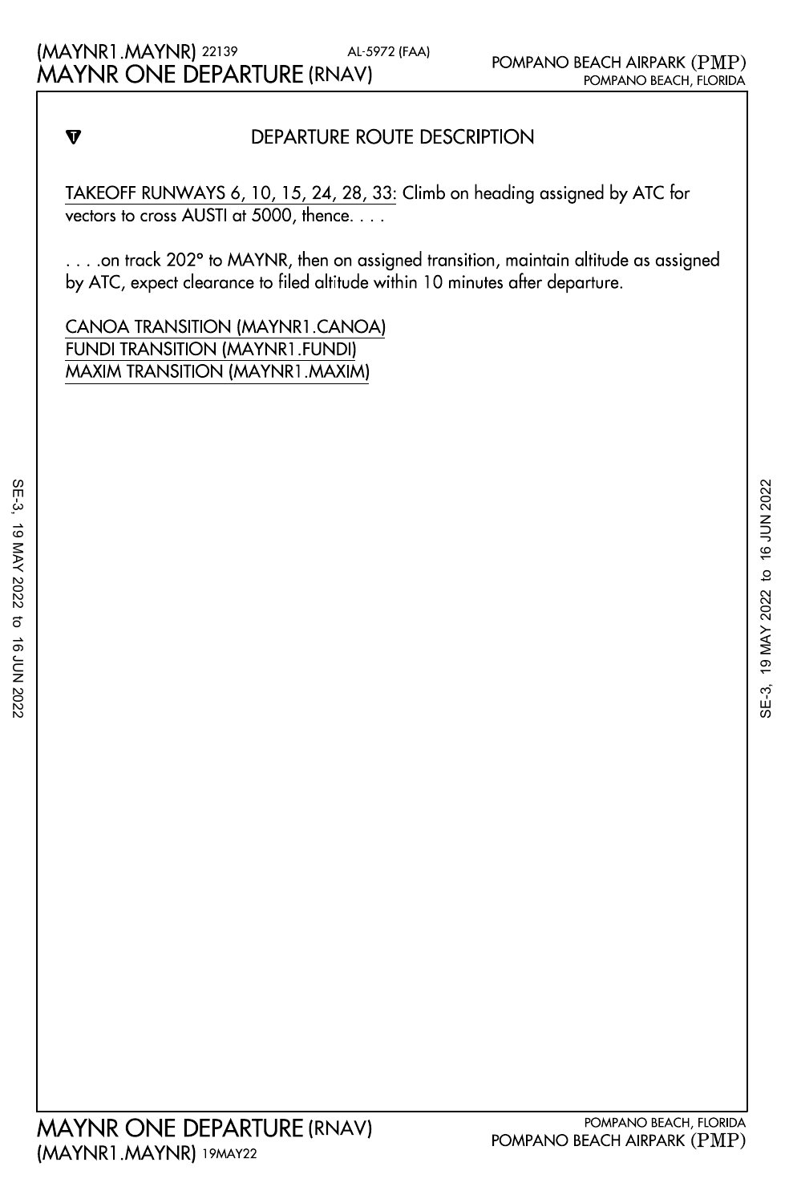# (MAYNR1.MAYNR) 22139 AL-5972 (FAA)
# MAYNR ONE DEPARTURE (RNAV)

POMPANO BEACH AIRPARK (PMP)
POMPANO BEACH, FLORIDA

## DEPARTURE ROUTE DESCRIPTION

TAKEOFF RUNWAYS 6, 10, 15, 24, 28, 33: Climb on heading assigned by ATC for vectors to cross AUSTI at 5000, thence. . . .

. . . .on track 202° to MAYNR, then on assigned transition, maintain altitude as assigned by ATC, expect clearance to filed altitude within 10 minutes after departure.

CANOA TRANSITION (MAYNR1.CANOA)
FUNDI TRANSITION (MAYNR1.FUNDI)
MAXIM TRANSITION (MAYNR1.MAXIM)

SE-3, 19 MAY 2022 to 16 JUN 2022

MAYNR ONE DEPARTURE (RNAV)
(MAYNR1.MAYNR) 19MAY22

POMPANO BEACH, FLORIDA
POMPANO BEACH AIRPARK (PMP)